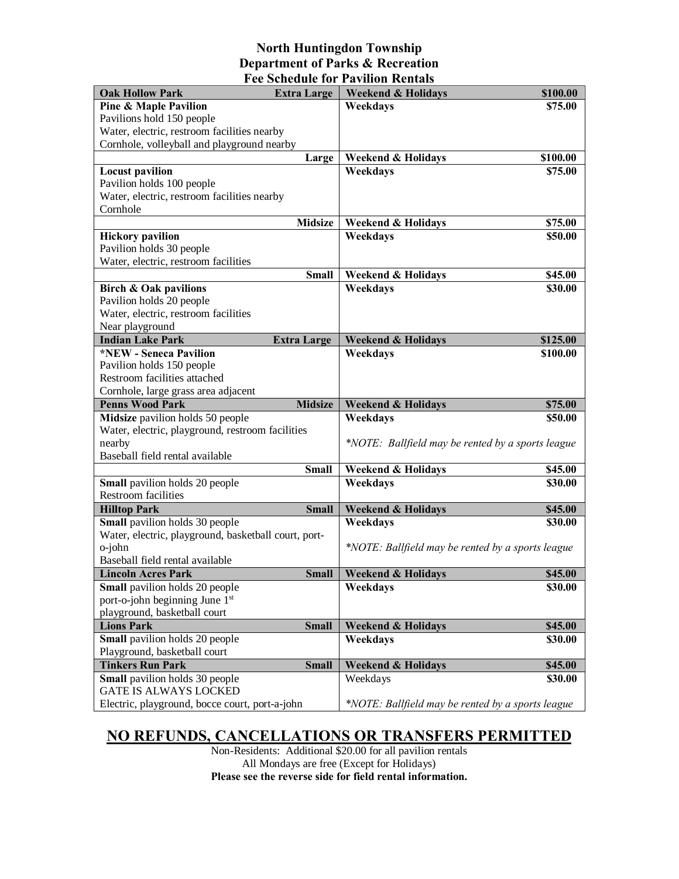# North Huntingdon Township
## Department of Parks & Recreation
### Fee Schedule for Pavilion Rentals

| **Oak Hollow Park** | **Extra Large** | **Weekend & Holidays** | **$100.00** |
|---|---|---|---|
| **Pine & Maple Pavilion**<br>Pavilions hold 150 people<br>Water, electric, restroom facilities nearby<br>Cornhole, volleyball and playground nearby | | **Weekdays** | **$75.00** |
| | **Large** | **Weekend & Holidays** | **$100.00** |
| **Locust pavilion**<br>Pavilion holds 100 people<br>Water, electric, restroom facilities nearby<br>Cornhole | | **Weekdays** | **$75.00** |
| | **Midsize** | **Weekend & Holidays** | **$75.00** |
| **Hickory pavilion**<br>Pavilion holds 30 people<br>Water, electric, restroom facilities | | **Weekdays** | **$50.00** |
| | **Small** | **Weekend & Holidays** | **$45.00** |
| **Birch & Oak pavilions**<br>Pavilion holds 20 people<br>Water, electric, restroom facilities<br>Near playground | | **Weekdays** | **$30.00** |
| **Indian Lake Park** | **Extra Large** | **Weekend & Holidays** | **$125.00** |
| **\*NEW - Seneca Pavilion**<br>Pavilion holds 150 people<br>Restroom facilities attached<br>Cornhole, large grass area adjacent | | **Weekdays** | **$100.00** |
| **Penns Wood Park** | **Midsize** | **Weekend & Holidays** | **$75.00** |
| **Midsize** pavilion holds 50 people<br>Water, electric, playground, restroom facilities nearby<br>Baseball field rental available | | **Weekdays**<br><br>*\*NOTE: Ballfield may be rented by a sports league* | **$50.00** |
| | **Small** | **Weekend & Holidays** | **$45.00** |
| **Small** pavilion holds 20 people<br>Restroom facilities | | **Weekdays** | **$30.00** |
| **Hilltop Park** | **Small** | **Weekend & Holidays** | **$45.00** |
| **Small** pavilion holds 30 people<br>Water, electric, playground, basketball court, port-o-john<br>Baseball field rental available | | **Weekdays**<br><br>*\*NOTE: Ballfield may be rented by a sports league* | **$30.00** |
| **Lincoln Acres Park** | **Small** | **Weekend & Holidays** | **$45.00** |
| **Small** pavilion holds 20 people<br>port-o-john beginning June 1st<br>playground, basketball court | | **Weekdays** | **$30.00** |
| **Lions Park** | **Small** | **Weekend & Holidays** | **$45.00** |
| **Small** pavilion holds 20 people<br>Playground, basketball court | | **Weekdays** | **$30.00** |
| **Tinkers Run Park** | **Small** | **Weekend & Holidays** | **$45.00** |
| **Small** pavilion holds 30 people<br>GATE IS ALWAYS LOCKED<br>Electric, playground, bocce court, port-a-john | | Weekdays<br><br>*\*NOTE: Ballfield may be rented by a sports league* | **$30.00** |

## <u>NO REFUNDS, CANCELLATIONS OR TRANSFERS PERMITTED</u>

Non-Residents: Additional $20.00 for all pavilion rentals

All Mondays are free (Except for Holidays)

**Please see the reverse side for field rental information.**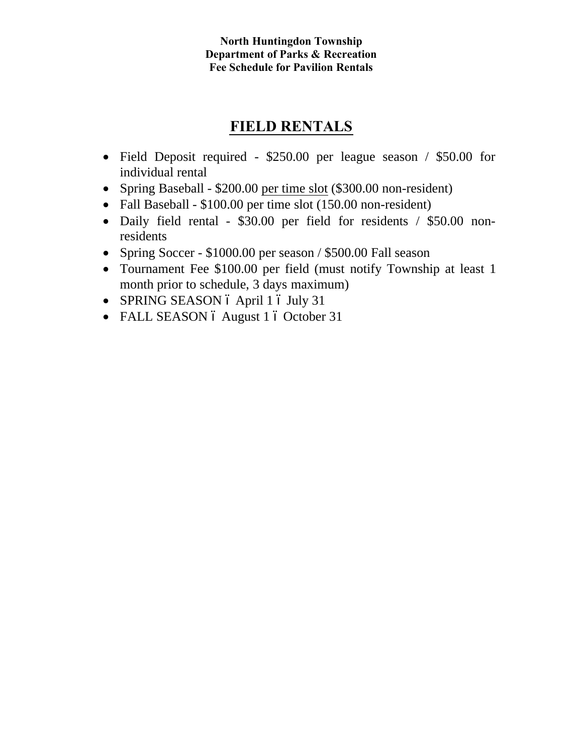**North Huntingdon Township**
**Department of Parks & Recreation**
**Fee Schedule for Pavilion Rentals**

## FIELD RENTALS

- Field Deposit required - $250.00 per league season / $50.00 for individual rental
- Spring Baseball - $200.00 <u>per time slot</u> ($300.00 non-resident)
- Fall Baseball - $100.00 per time slot (150.00 non-resident)
- Daily field rental - $30.00 per field for residents / $50.00 non-residents
- Spring Soccer - $1000.00 per season / $500.00 Fall season
- Tournament Fee $100.00 per field (must notify Township at least 1 month prior to schedule, 3 days maximum)
- SPRING SEASON – April 1 – July 31
- FALL SEASON – August 1 – October 31